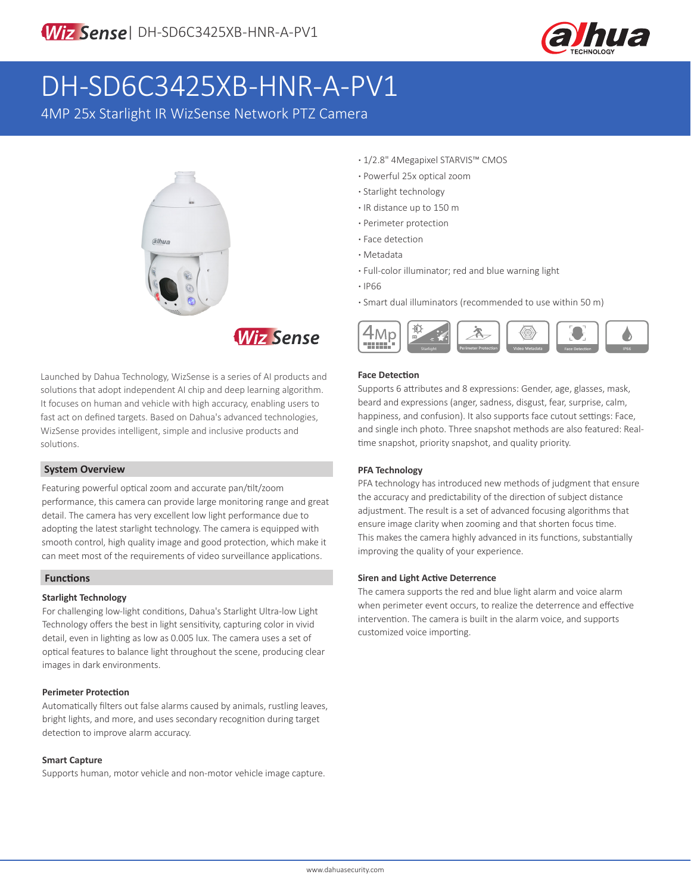# DH-SD6C3425XB-HNR-A-PV1

4MP 25x Starlight IR WizSense Network PTZ Camera

- 1/2.8" 4Megapixel STARVIS™ CMOS
- Powerful 25x optical zoom
- Starlight technology
- IR distance up to 150 m
- Perimeter protection
- Face detection
- Metadata
- Full-color illuminator; red and blue warning light
- IP66
- Smart dual illuminators (recommended to use within 50 m)

Launched by Dahua Technology, WizSense is a series of AI products and solutions that adopt independent AI chip and deep learning algorithm. It focuses on human and vehicle with high accuracy, enabling users to fast act on defined targets. Based on Dahua's advanced technologies, WizSense provides intelligent, simple and inclusive products and solutions.

## System Overview

Featuring powerful optical zoom and accurate pan/tilt/zoom performance, this camera can provide large monitoring range and great detail. The camera has very excellent low light performance due to adopting the latest starlight technology. The camera is equipped with smooth control, high quality image and good protection, which make it can meet most of the requirements of video surveillance applications.

## Functions

### Starlight Technology

For challenging low-light conditions, Dahua's Starlight Ultra-low Light Technology offers the best in light sensitivity, capturing color in vivid detail, even in lighting as low as 0.005 lux. The camera uses a set of optical features to balance light throughout the scene, producing clear images in dark environments.

### Perimeter Protection

Automatically filters out false alarms caused by animals, rustling leaves, bright lights, and more, and uses secondary recognition during target detection to improve alarm accuracy.

### Smart Capture

Supports human, motor vehicle and non-motor vehicle image capture.

### Face Detection

Supports 6 attributes and 8 expressions: Gender, age, glasses, mask, beard and expressions (anger, sadness, disgust, fear, surprise, calm, happiness, and confusion). It also supports face cutout settings: Face, and single inch photo. Three snapshot methods are also featured: Real-time snapshot, priority snapshot, and quality priority.

### PFA Technology

PFA technology has introduced new methods of judgment that ensure the accuracy and predictability of the direction of subject distance adjustment. The result is a set of advanced focusing algorithms that ensure image clarity when zooming and that shorten focus time. This makes the camera highly advanced in its functions, substantially improving the quality of your experience.

### Siren and Light Active Deterrence

The camera supports the red and blue light alarm and voice alarm when perimeter event occurs, to realize the deterrence and effective intervention. The camera is built in the alarm voice, and supports customized voice importing.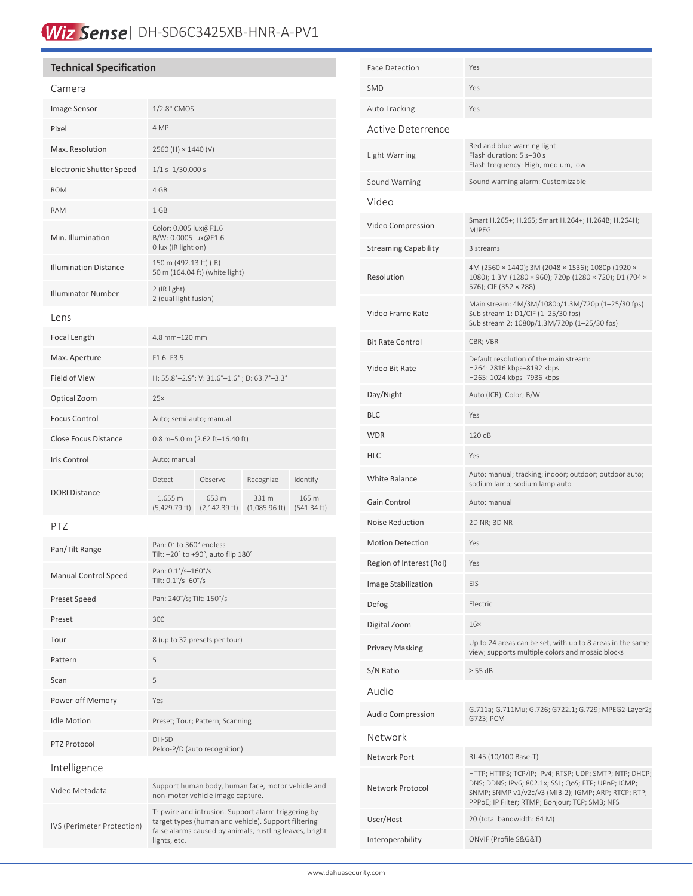# WizSense | DH-SD6C3425XB-HNR-A-PV1

## Technical Specification

### Camera

| | |
|---|---|
| Image Sensor | 1/2.8" CMOS |
| Pixel | 4 MP |
| Max. Resolution | 2560 (H) × 1440 (V) |
| Electronic Shutter Speed | 1/1 s–1/30,000 s |
| ROM | 4 GB |
| RAM | 1 GB |
| Min. Illumination | Color: 0.005 lux@F1.6<br>B/W: 0.0005 lux@F1.6<br>0 lux (IR light on) |
| Illumination Distance | 150 m (492.13 ft) (IR)<br>50 m (164.04 ft) (white light) |
| Illuminator Number | 2 (IR light)<br>2 (dual light fusion) |

### Lens

| | | | | |
|---|---|---|---|---|
| Focal Length | 4.8 mm–120 mm | | | |
| Max. Aperture | F1.6–F3.5 | | | |
| Field of View | H: 55.8°–2.9°; V: 31.6°–1.6° ; D: 63.7°–3.3° | | | |
| Optical Zoom | 25× | | | |
| Focus Control | Auto; semi-auto; manual | | | |
| Close Focus Distance | 0.8 m–5.0 m (2.62 ft–16.40 ft) | | | |
| Iris Control | Auto; manual | | | |
| DORI Distance | Detect | Observe | Recognize | Identify |
| | 1,655 m (5,429.79 ft) | 653 m (2,142.39 ft) | 331 m (1,085.96 ft) | 165 m (541.34 ft) |

### PTZ

| | |
|---|---|
| Pan/Tilt Range | Pan: 0° to 360° endless<br>Tilt: –20° to +90°, auto flip 180° |
| Manual Control Speed | Pan: 0.1°/s–160°/s<br>Tilt: 0.1°/s–60°/s |
| Preset Speed | Pan: 240°/s; Tilt: 150°/s |
| Preset | 300 |
| Tour | 8 (up to 32 presets per tour) |
| Pattern | 5 |
| Scan | 5 |
| Power-off Memory | Yes |
| Idle Motion | Preset; Tour; Pattern; Scanning |
| PTZ Protocol | DH-SD<br>Pelco-P/D (auto recognition) |

### Intelligence

| | |
|---|---|
| Video Metadata | Support human body, human face, motor vehicle and non-motor vehicle image capture. |
| IVS (Perimeter Protection) | Tripwire and intrusion. Support alarm triggering by target types (human and vehicle). Support filtering false alarms caused by animals, rustling leaves, bright lights, etc. |
| Face Detection | Yes |
| SMD | Yes |
| Auto Tracking | Yes |

### Active Deterrence

| | |
|---|---|
| Light Warning | Red and blue warning light<br>Flash duration: 5 s–30 s<br>Flash frequency: High, medium, low |
| Sound Warning | Sound warning alarm: Customizable |

### Video

| | |
|---|---|
| Video Compression | Smart H.265+; H.265; Smart H.264+; H.264B; H.264H; MJPEG |
| Streaming Capability | 3 streams |
| Resolution | 4M (2560 × 1440); 3M (2048 × 1536); 1080p (1920 × 1080); 1.3M (1280 × 960); 720p (1280 × 720); D1 (704 × 576); CIF (352 × 288) |
| Video Frame Rate | Main stream: 4M/3M/1080p/1.3M/720p (1–25/30 fps)<br>Sub stream 1: D1/CIF (1–25/30 fps)<br>Sub stream 2: 1080p/1.3M/720p (1–25/30 fps) |
| Bit Rate Control | CBR; VBR |
| Video Bit Rate | Default resolution of the main stream:<br>H264: 2816 kbps–8192 kbps<br>H265: 1024 kbps–7936 kbps |
| Day/Night | Auto (ICR); Color; B/W |
| BLC | Yes |
| WDR | 120 dB |
| HLC | Yes |
| White Balance | Auto; manual; tracking; indoor; outdoor; outdoor auto; sodium lamp; sodium lamp auto |
| Gain Control | Auto; manual |
| Noise Reduction | 2D NR; 3D NR |
| Motion Detection | Yes |
| Region of Interest (RoI) | Yes |
| Image Stabilization | EIS |
| Defog | Electric |
| Digital Zoom | 16× |
| Privacy Masking | Up to 24 areas can be set, with up to 8 areas in the same view; supports multiple colors and mosaic blocks |
| S/N Ratio | ≥ 55 dB |

### Audio

| | |
|---|---|
| Audio Compression | G.711a; G.711Mu; G.726; G722.1; G.729; MPEG2-Layer2; G723; PCM |

### Network

| | |
|---|---|
| Network Port | RJ-45 (10/100 Base-T) |
| Network Protocol | HTTP; HTTPS; TCP/IP; IPv4; RTSP; UDP; SMTP; NTP; DHCP; DNS; DDNS; IPv6; 802.1x; SSL; QoS; FTP; UPnP; ICMP; SNMP; SNMP v1/v2c/v3 (MIB-2); IGMP; ARP; RTCP; RTP; PPPoE; IP Filter; RTMP; Bonjour; TCP; SMB; NFS |
| User/Host | 20 (total bandwidth: 64 M) |
| Interoperability | ONVIF (Profile S&G&T) |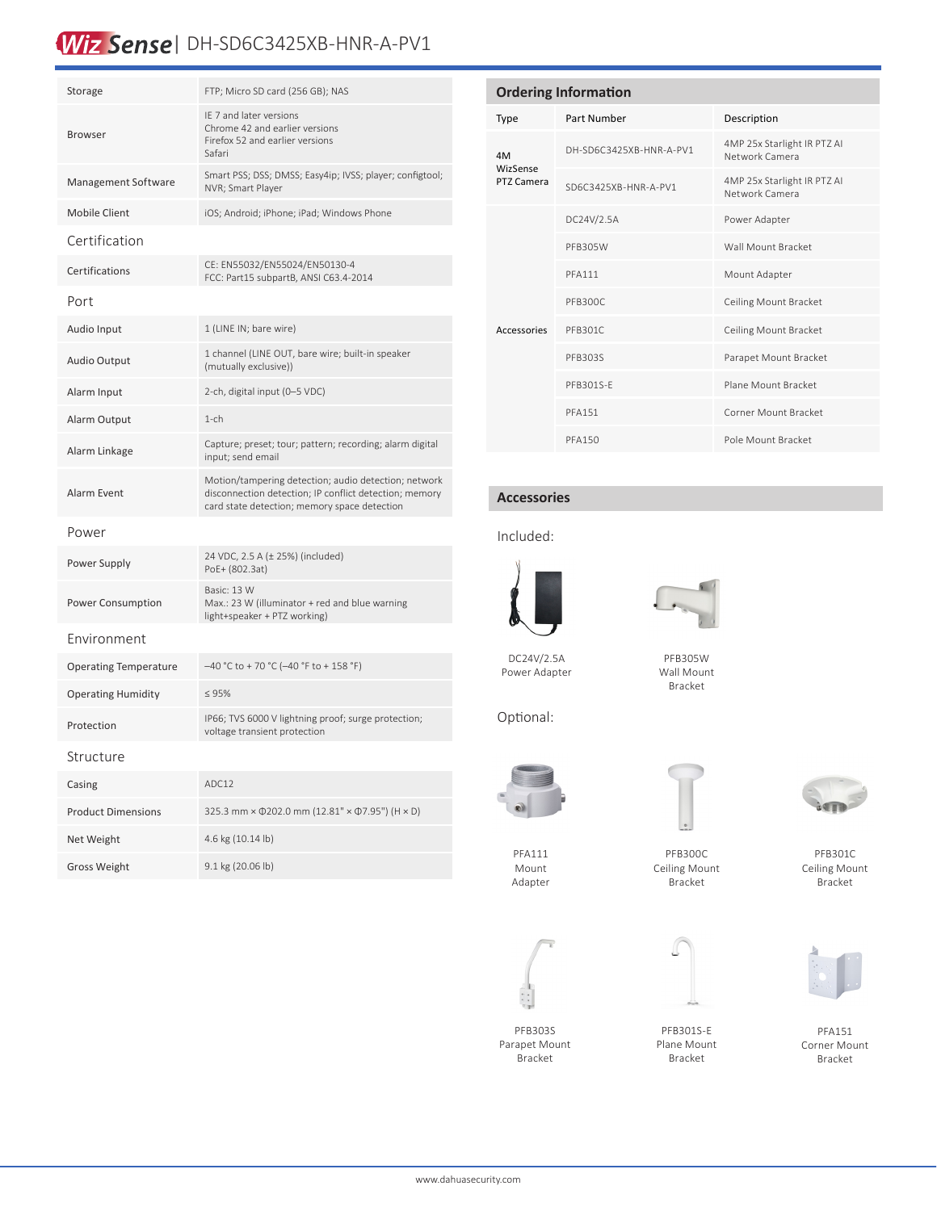# WizSense | DH-SD6C3425XB-HNR-A-PV1

| | |
|---|---|
| Storage | FTP; Micro SD card (256 GB); NAS |
| Browser | IE 7 and later versions<br>Chrome 42 and earlier versions<br>Firefox 52 and earlier versions<br>Safari |
| Management Software | Smart PSS; DSS; DMSS; Easy4ip; IVSS; player; configtool; NVR; Smart Player |
| Mobile Client | iOS; Android; iPhone; iPad; Windows Phone |
| **Certification** | |
| Certifications | CE: EN55032/EN55024/EN50130-4<br>FCC: Part15 subpartB, ANSI C63.4-2014 |
| **Port** | |
| Audio Input | 1 (LINE IN; bare wire) |
| Audio Output | 1 channel (LINE OUT, bare wire; built-in speaker (mutually exclusive)) |
| Alarm Input | 2-ch, digital input (0–5 VDC) |
| Alarm Output | 1-ch |
| Alarm Linkage | Capture; preset; tour; pattern; recording; alarm digital input; send email |
| Alarm Event | Motion/tampering detection; audio detection; network disconnection detection; IP conflict detection; memory card state detection; memory space detection |
| **Power** | |
| Power Supply | 24 VDC, 2.5 A (± 25%) (included)<br>PoE+ (802.3at) |
| Power Consumption | Basic: 13 W<br>Max.: 23 W (illuminator + red and blue warning light+speaker + PTZ working) |
| **Environment** | |
| Operating Temperature | –40 °C to + 70 °C (–40 °F to + 158 °F) |
| Operating Humidity | ≤ 95% |
| Protection | IP66; TVS 6000 V lightning proof; surge protection; voltage transient protection |
| **Structure** | |
| Casing | ADC12 |
| Product Dimensions | 325.3 mm × Φ202.0 mm (12.81" × Φ7.95") (H × D) |
| Net Weight | 4.6 kg (10.14 lb) |
| Gross Weight | 9.1 kg (20.06 lb) |

## Ordering Information

| Type | Part Number | Description |
|---|---|---|
| 4M WizSense PTZ Camera | DH-SD6C3425XB-HNR-A-PV1 | 4MP 25x Starlight IR PTZ AI Network Camera |
| | SD6C3425XB-HNR-A-PV1 | 4MP 25x Starlight IR PTZ AI Network Camera |
| Accessories | DC24V/2.5A | Power Adapter |
| | PFB305W | Wall Mount Bracket |
| | PFA111 | Mount Adapter |
| | PFB300C | Ceiling Mount Bracket |
| | PFB301C | Ceiling Mount Bracket |
| | PFB303S | Parapet Mount Bracket |
| | PFB301S-E | Plane Mount Bracket |
| | PFA151 | Corner Mount Bracket |
| | PFA150 | Pole Mount Bracket |

## Accessories

Included:

DC24V/2.5A Power Adapter

PFB305W Wall Mount Bracket

Optional:

PFA111 Mount Adapter

PFB300C Ceiling Mount Bracket

PFB301C Ceiling Mount Bracket

PFB303S Parapet Mount Bracket

PFB301S-E Plane Mount Bracket

PFA151 Corner Mount Bracket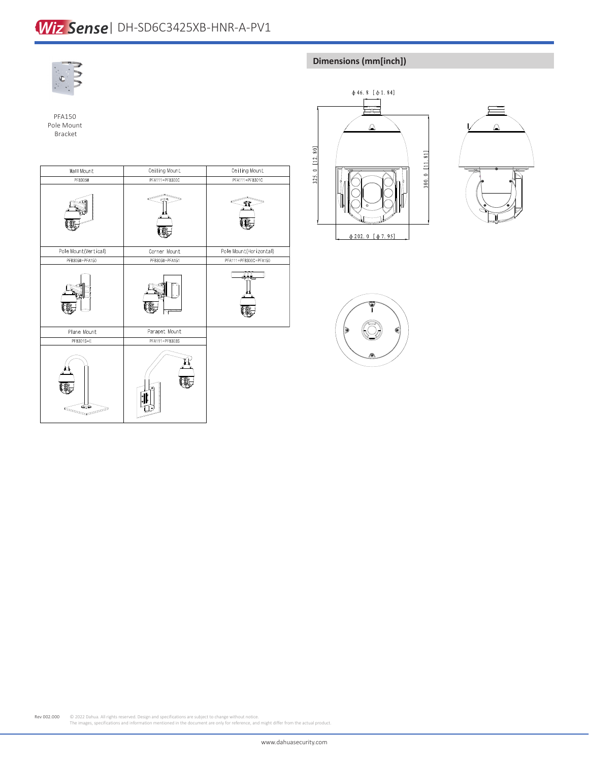PFA150
Pole Mount
Bracket

| Wall Mount | Ceiling Mount | Ceiling Mount |
| --- | --- | --- |
| PFB305W | PFA111+PFB300C | PFA111+PFB301C |
| | | |
| Pole Mount(Vertical) | Corner Mount | Pole Mount(Horizontal) |
| PFB305W+PFA150 | PFB305W+PFA151 | PFA111+PFB300C+PFA150 |
| | | |
| Plane Mount | Parapet Mount | |
| PFB301S-E | PFA111+PFB303S | |
| | | |

## Dimensions (mm[inch])

ϕ46.8 [ϕ1.84]

325.0 [12.80]

300.0 [11.81]

ϕ202.0 [ϕ7.95]

Rev 002.000

© 2022 Dahua. All rights reserved. Design and specifications are subject to change without notice.
The images, specifications and information mentioned in the document are only for reference, and might differ from the actual product.